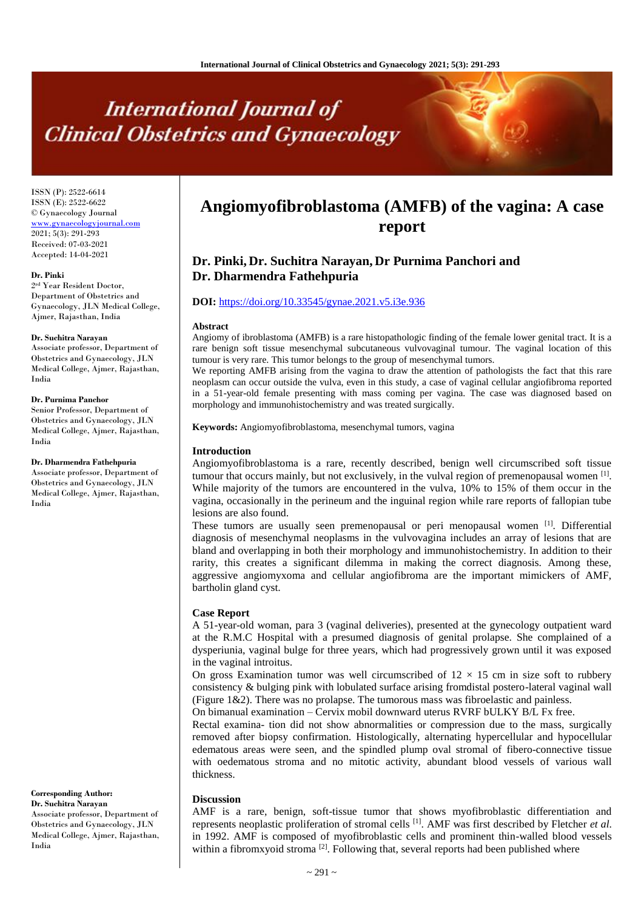ISSN (P): 2522-6614
ISSN (E): 2522-6622
© Gynaecology Journal
www.gynaecologyjournal.com
2021; 5(3): 291-293
Received: 07-03-2021
Accepted: 14-04-2021

**Dr. Pinki**
2nd Year Resident Doctor, Department of Obstetrics and Gynaecology, JLN Medical College, Ajmer, Rajasthan, India

**Dr. Suchitra Narayan**
Associate professor, Department of Obstetrics and Gynaecology, JLN Medical College, Ajmer, Rajasthan, India

**Dr. Purnima Panchor**
Senior Professor, Department of Obstetrics and Gynaecology, JLN Medical College, Ajmer, Rajasthan, India

**Dr. Dharmendra Fathehpuria**
Associate professor, Department of Obstetrics and Gynaecology, JLN Medical College, Ajmer, Rajasthan, India

**Corresponding Author:**
**Dr. Suchitra Narayan**
Associate professor, Department of Obstetrics and Gynaecology, JLN Medical College, Ajmer, Rajasthan, India

# Angiomyofibroblastoma (AMFB) of the vagina: A case report

## Dr. Pinki, Dr. Suchitra Narayan, Dr Purnima Panchori and Dr. Dharmendra Fathehpuria

**DOI:** https://doi.org/10.33545/gynae.2021.v5.i3e.936

### Abstract

Angiomy of ibroblastoma (AMFB) is a rare histopathologic finding of the female lower genital tract. It is a rare benign soft tissue mesenchymal subcutaneous vulvovaginal tumour. The vaginal location of this tumour is very rare. This tumor belongs to the group of mesenchymal tumors.

We reporting AMFB arising from the vagina to draw the attention of pathologists the fact that this rare neoplasm can occur outside the vulva, even in this study, a case of vaginal cellular angiofibroma reported in a 51-year-old female presenting with mass coming per vagina. The case was diagnosed based on morphology and immunohistochemistry and was treated surgically.

**Keywords:** Angiomyofibroblastoma, mesenchymal tumors, vagina

### Introduction

Angiomyofibroblastoma is a rare, recently described, benign well circumscribed soft tissue tumour that occurs mainly, but not exclusively, in the vulval region of premenopausal women [1]. While majority of the tumors are encountered in the vulva, 10% to 15% of them occur in the vagina, occasionally in the perineum and the inguinal region while rare reports of fallopian tube lesions are also found.

These tumors are usually seen premenopausal or peri menopausal women [1]. Differential diagnosis of mesenchymal neoplasms in the vulvovagina includes an array of lesions that are bland and overlapping in both their morphology and immunohistochemistry. In addition to their rarity, this creates a significant dilemma in making the correct diagnosis. Among these, aggressive angiomyxoma and cellular angiofibroma are the important mimickers of AMF, bartholin gland cyst.

### Case Report

A 51-year-old woman, para 3 (vaginal deliveries), presented at the gynecology outpatient ward at the R.M.C Hospital with a presumed diagnosis of genital prolapse. She complained of a dysperiunia, vaginal bulge for three years, which had progressively grown until it was exposed in the vaginal introitus.

On gross Examination tumor was well circumscribed of 12 × 15 cm in size soft to rubbery consistency & bulging pink with lobulated surface arising fromdistal postero-lateral vaginal wall (Figure 1&2). There was no prolapse. The tumorous mass was fibroelastic and painless.

On bimanual examination – Cervix mobil downward uterus RVRF bULKY B/L Fx free.

Rectal examina- tion did not show abnormalities or compression due to the mass, surgically removed after biopsy confirmation. Histologically, alternating hypercellular and hypocellular edematous areas were seen, and the spindled plump oval stromal of fibero-connective tissue with oedematous stroma and no mitotic activity, abundant blood vessels of various wall thickness.

### Discussion

AMF is a rare, benign, soft-tissue tumor that shows myofibroblastic differentiation and represents neoplastic proliferation of stromal cells [1]. AMF was first described by Fletcher *et al.* in 1992. AMF is composed of myofibroblastic cells and prominent thin-walled blood vessels within a fibromxyoid stroma [2]. Following that, several reports had been published where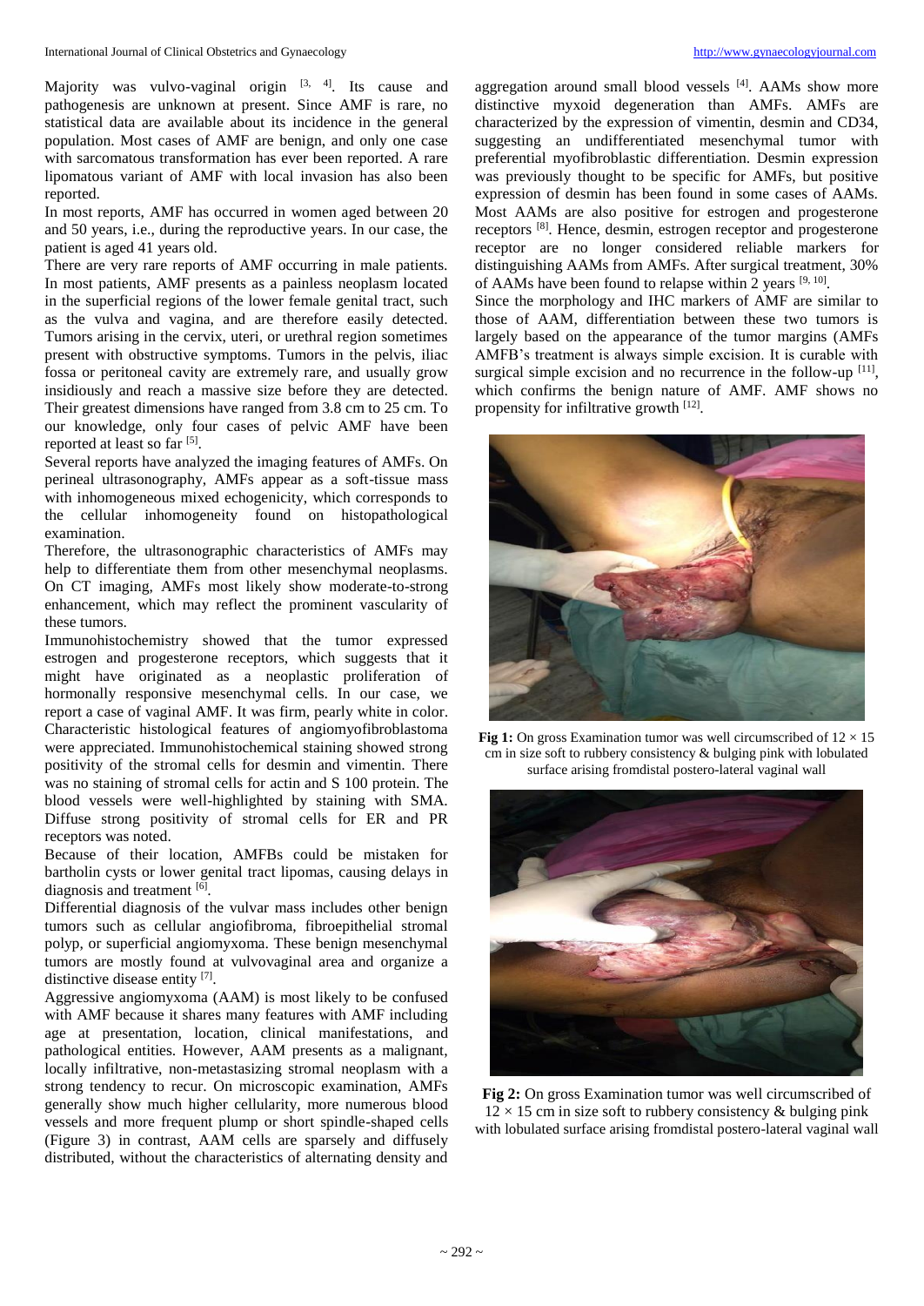Majority was vulvo-vaginal origin [3, 4]. Its cause and pathogenesis are unknown at present. Since AMF is rare, no statistical data are available about its incidence in the general population. Most cases of AMF are benign, and only one case with sarcomatous transformation has ever been reported. A rare lipomatous variant of AMF with local invasion has also been reported.

In most reports, AMF has occurred in women aged between 20 and 50 years, i.e., during the reproductive years. In our case, the patient is aged 41 years old.

There are very rare reports of AMF occurring in male patients. In most patients, AMF presents as a painless neoplasm located in the superficial regions of the lower female genital tract, such as the vulva and vagina, and are therefore easily detected. Tumors arising in the cervix, uteri, or urethral region sometimes present with obstructive symptoms. Tumors in the pelvis, iliac fossa or peritoneal cavity are extremely rare, and usually grow insidiously and reach a massive size before they are detected. Their greatest dimensions have ranged from 3.8 cm to 25 cm. To our knowledge, only four cases of pelvic AMF have been reported at least so far [5].

Several reports have analyzed the imaging features of AMFs. On perineal ultrasonography, AMFs appear as a soft-tissue mass with inhomogeneous mixed echogenicity, which corresponds to the cellular inhomogeneity found on histopathological examination.

Therefore, the ultrasonographic characteristics of AMFs may help to differentiate them from other mesenchymal neoplasms. On CT imaging, AMFs most likely show moderate-to-strong enhancement, which may reflect the prominent vascularity of these tumors.

Immunohistochemistry showed that the tumor expressed estrogen and progesterone receptors, which suggests that it might have originated as a neoplastic proliferation of hormonally responsive mesenchymal cells. In our case, we report a case of vaginal AMF. It was firm, pearly white in color. Characteristic histological features of angiomyofibroblastoma were appreciated. Immunohistochemical staining showed strong positivity of the stromal cells for desmin and vimentin. There was no staining of stromal cells for actin and S 100 protein. The blood vessels were well-highlighted by staining with SMA. Diffuse strong positivity of stromal cells for ER and PR receptors was noted.

Because of their location, AMFBs could be mistaken for bartholin cysts or lower genital tract lipomas, causing delays in diagnosis and treatment [6].

Differential diagnosis of the vulvar mass includes other benign tumors such as cellular angiofibroma, fibroepithelial stromal polyp, or superficial angiomyxoma. These benign mesenchymal tumors are mostly found at vulvovaginal area and organize a distinctive disease entity [7].

Aggressive angiomyxoma (AAM) is most likely to be confused with AMF because it shares many features with AMF including age at presentation, location, clinical manifestations, and pathological entities. However, AAM presents as a malignant, locally infiltrative, non-metastasizing stromal neoplasm with a strong tendency to recur. On microscopic examination, AMFs generally show much higher cellularity, more numerous blood vessels and more frequent plump or short spindle-shaped cells (Figure 3) in contrast, AAM cells are sparsely and diffusely distributed, without the characteristics of alternating density and aggregation around small blood vessels [4]. AAMs show more distinctive myxoid degeneration than AMFs. AMFs are characterized by the expression of vimentin, desmin and CD34, suggesting an undifferentiated mesenchymal tumor with preferential myofibroblastic differentiation. Desmin expression was previously thought to be specific for AMFs, but positive expression of desmin has been found in some cases of AAMs. Most AAMs are also positive for estrogen and progesterone receptors [8]. Hence, desmin, estrogen receptor and progesterone receptor are no longer considered reliable markers for distinguishing AAMs from AMFs. After surgical treatment, 30% of AAMs have been found to relapse within 2 years [9, 10].

Since the morphology and IHC markers of AMF are similar to those of AAM, differentiation between these two tumors is largely based on the appearance of the tumor margins (AMFs AMFB's treatment is always simple excision. It is curable with surgical simple excision and no recurrence in the follow-up [11], which confirms the benign nature of AMF. AMF shows no propensity for infiltrative growth [12].

**Fig 1:** On gross Examination tumor was well circumscribed of 12 × 15 cm in size soft to rubbery consistency & bulging pink with lobulated surface arising fromdistal postero-lateral vaginal wall

**Fig 2:** On gross Examination tumor was well circumscribed of 12 × 15 cm in size soft to rubbery consistency & bulging pink with lobulated surface arising fromdistal postero-lateral vaginal wall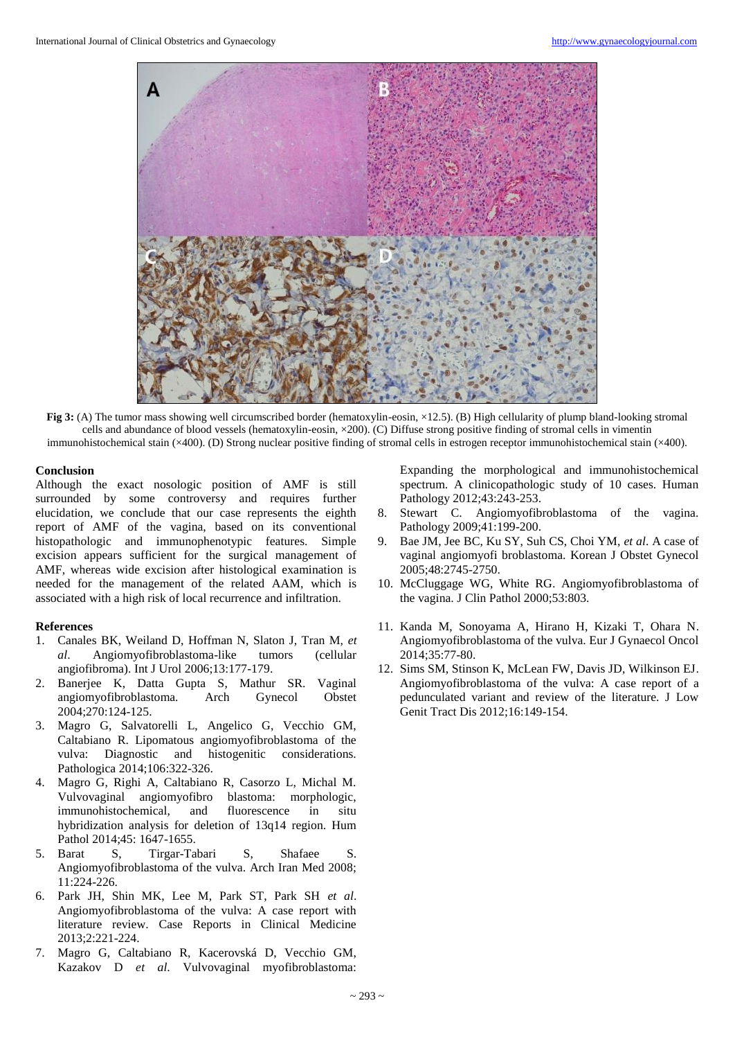Fig 3: (A) The tumor mass showing well circumscribed border (hematoxylin-eosin, ×12.5). (B) High cellularity of plump bland-looking stromal cells and abundance of blood vessels (hematoxylin-eosin, ×200). (C) Diffuse strong positive finding of stromal cells in vimentin immunohistochemical stain (×400). (D) Strong nuclear positive finding of stromal cells in estrogen receptor immunohistochemical stain (×400).

## Conclusion

Although the exact nosologic position of AMF is still surrounded by some controversy and requires further elucidation, we conclude that our case represents the eighth report of AMF of the vagina, based on its conventional histopathologic and immunophenotypic features. Simple excision appears sufficient for the surgical management of AMF, whereas wide excision after histological examination is needed for the management of the related AAM, which is associated with a high risk of local recurrence and infiltration.

## References

1. Canales BK, Weiland D, Hoffman N, Slaton J, Tran M, *et al*. Angiomyofibroblastoma-like tumors (cellular angiofibroma). Int J Urol 2006;13:177-179.
2. Banerjee K, Datta Gupta S, Mathur SR. Vaginal angiomyofibroblastoma. Arch Gynecol Obstet 2004;270:124-125.
3. Magro G, Salvatorelli L, Angelico G, Vecchio GM, Caltabiano R. Lipomatous angiomyofibroblastoma of the vulva: Diagnostic and histogenitic considerations. Pathologica 2014;106:322-326.
4. Magro G, Righi A, Caltabiano R, Casorzo L, Michal M. Vulvovaginal angiomyofibro blastoma: morphologic, immunohistochemical, and fluorescence in situ hybridization analysis for deletion of 13q14 region. Hum Pathol 2014;45: 1647-1655.
5. Barat S, Tirgar-Tabari S, Shafaee S. Angiomyofibroblastoma of the vulva. Arch Iran Med 2008; 11:224-226.
6. Park JH, Shin MK, Lee M, Park ST, Park SH *et al*. Angiomyofibroblastoma of the vulva: A case report with literature review. Case Reports in Clinical Medicine 2013;2:221-224.
7. Magro G, Caltabiano R, Kacerovská D, Vecchio GM, Kazakov D *et al.* Vulvovaginal myofibroblastoma: Expanding the morphological and immunohistochemical spectrum. A clinicopathologic study of 10 cases. Human Pathology 2012;43:243-253.
8. Stewart C. Angiomyofibroblastoma of the vagina. Pathology 2009;41:199-200.
9. Bae JM, Jee BC, Ku SY, Suh CS, Choi YM, *et al*. A case of vaginal angiomyofi broblastoma. Korean J Obstet Gynecol 2005;48:2745-2750.
10. McCluggage WG, White RG. Angiomyofibroblastoma of the vagina. J Clin Pathol 2000;53:803.
11. Kanda M, Sonoyama A, Hirano H, Kizaki T, Ohara N. Angiomyofibroblastoma of the vulva. Eur J Gynaecol Oncol 2014;35:77-80.
12. Sims SM, Stinson K, McLean FW, Davis JD, Wilkinson EJ. Angiomyofibroblastoma of the vulva: A case report of a pedunculated variant and review of the literature. J Low Genit Tract Dis 2012;16:149-154.